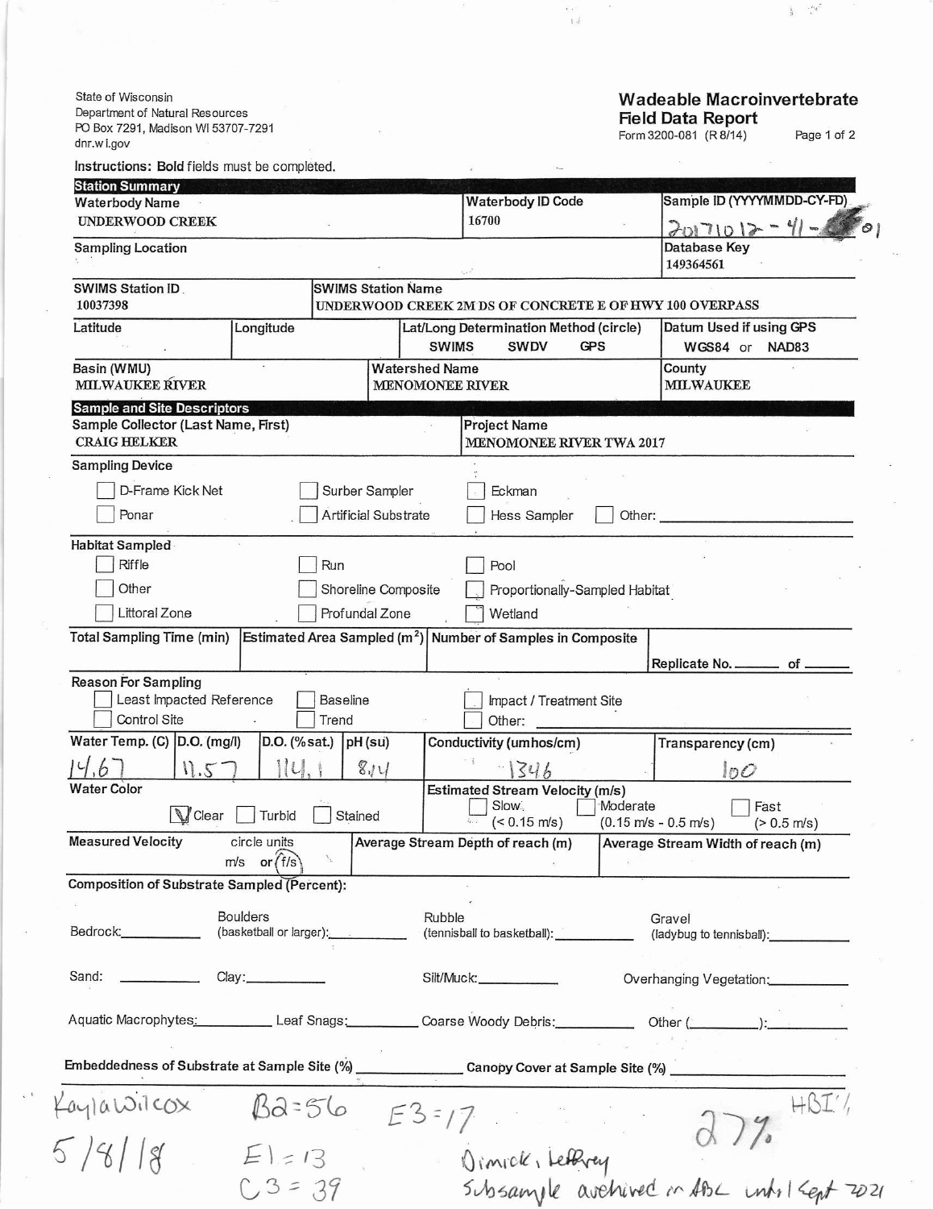State of Wisconsin
Department of Natural Resources
PO Box 7291, Madison WI 53707-7291
dnr.wi.gov

# Wadeable Macroinvertebrate Field Data Report

Form 3200-081 (R 8/14)

**Instructions: Bold fields must be completed.**

## Station Summary

| **Waterbody Name** | **Waterbody ID Code** | **Sample ID (YYYYMMDD-CY-FD)** |
|---|---|---|
| UNDERWOOD CREEK | 16700 | 20171012 - 41 - 01 |

| **Sampling Location** | **Database Key** |
|---|---|
| | 149364561 |

| **SWIMS Station ID** | **SWIMS Station Name** |
|---|---|
| 10037398 | UNDERWOOD CREEK 2M DS OF CONCRETE E OF HWY 100 OVERPASS |

| **Latitude** | **Longitude** | **Lat/Long Determination Method (circle)** | **Datum Used if using GPS** |
|---|---|---|---|
| | | SWIMS SWDV GPS | WGS84 or NAD83 |

| **Basin (WMU)** | **Watershed Name** | **County** |
|---|---|---|
| MILWAUKEE RIVER | MENOMONEE RIVER | MILWAUKEE |

## Sample and Site Descriptors

| **Sample Collector (Last Name, First)** | **Project Name** |
|---|---|
| CRAIG HELKER | MENOMONEE RIVER TWA 2017 |

**Sampling Device**

- [ ] D-Frame Kick Net
- [ ] Surber Sampler
- [ ] Eckman
- [ ] Ponar
- [ ] Artificial Substrate
- [ ] Hess Sampler
- [ ] Other: ______

**Habitat Sampled**

- [ ] Riffle
- [ ] Run
- [ ] Pool
- [ ] Other
- [ ] Shoreline Composite
- [ ] Proportionally-Sampled Habitat
- [ ] Littoral Zone
- [ ] Profundal Zone
- [ ] Wetland

| **Total Sampling Time (min)** | **Estimated Area Sampled (m²)** | **Number of Samples in Composite** | Replicate No. ____ of ____ |
|---|---|---|---|
| | | | |

**Reason For Sampling**

- [ ] Least Impacted Reference
- [ ] Baseline
- [ ] Impact / Treatment Site
- [ ] Control Site
- [ ] Trend
- [ ] Other: ______

| **Water Temp. (C)** | **D.O. (mg/l)** | **D.O. (% sat.)** | **pH (su)** | **Conductivity (umhos/cm)** | **Transparency (cm)** |
|---|---|---|---|---|---|
| 14.67 | 11.57 | 114.1 | 8.14 | 1346 | 100 |

**Water Color**

- [x] Clear
- [ ] Turbid
- [ ] Stained

**Estimated Stream Velocity (m/s)**

- [ ] Slow (< 0.15 m/s)
- [ ] Moderate (0.15 m/s - 0.5 m/s)
- [ ] Fast (> 0.5 m/s)

| **Measured Velocity** (circle units: m/s or **f/s**) | **Average Stream Depth of reach (m)** | **Average Stream Width of reach (m)** |
|---|---|---|
| | | |

**Composition of Substrate Sampled (Percent):**

Bedrock: ______ Boulders (basketball or larger): ______ Rubble (tennisball to basketball): ______ Gravel (ladybug to tennisball): ______

Sand: ______ Clay: ______ Silt/Muck: ______ Overhanging Vegetation: ______

Aquatic Macrophytes: ______ Leaf Snags: ______ Coarse Woody Debris: ______ Other (______): ______

**Embeddedness of Substrate at Sample Site (%)** ______ **Canopy Cover at Sample Site (%)** ______

Kayla Wilcox
5/8/18

B2 = 56
E1 = 13
C3 = 39
E3 = 17

HBI'/
27%

Dimick, Jeffrey
Subsample archived in ABL until Sept 2021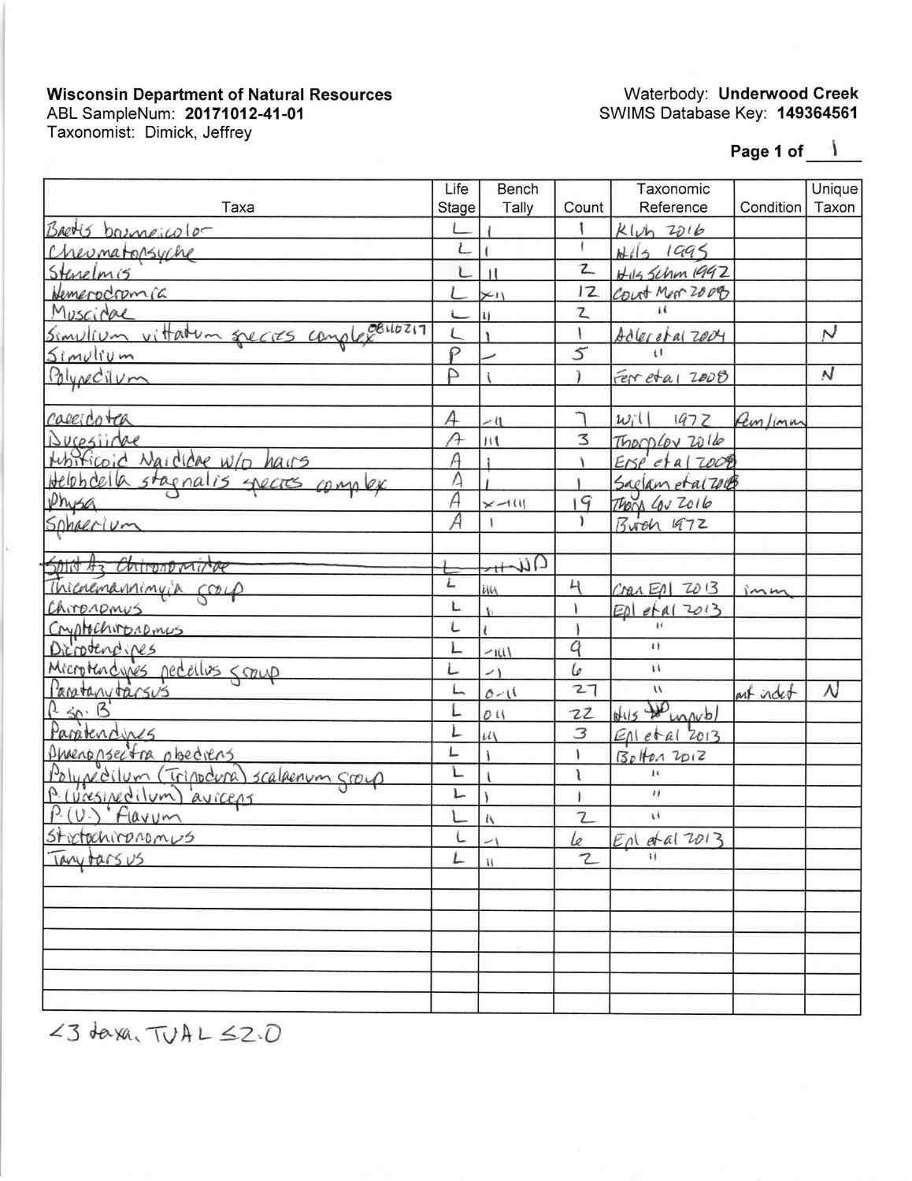**Wisconsin Department of Natural Resources**
ABL SampleNum: **20171012-41-01**
Taxonomist: Dimick, Jeffrey

Waterbody: **Underwood Creek**
SWIMS Database Key: **149364561**

**Page 1 of 1**

| Taxa | Life Stage | Bench Tally | Count | Taxonomic Reference | Condition | Unique Taxon |
|---|---|---|---|---|---|---|
| Baetis brunneicolor | L | I | 1 | Kluh 2016 | | |
| Cheumatopsyche | L | I | 1 | Hils 1995 | | |
| Stenelmis | L | II | 2 | Hils Schm 1992 | | |
| Hemerodromia | L | ×II | 12 | Court Merr 2008 | | |
| Muscidae | L | II | 2 | " | | |
| Simulium vittatum species complex 08ll0217 | L | I | 1 | Adler et al 2004 | | N |
| Simulium | P | — | 5 | " | | |
| Polypedilum | P | I | 1 | Ferr et al 2008 | | N |
| | | | | | | |
| Caecidotea | A | –II | 7 | Will 1972 | Rem/imm | |
| Dugesiidae | A | III | 3 | Thorp Cov 2016 | | |
| Tubificoid Naididae w/o hairs | A | I | 1 | Erse et al 2008 | | |
| Helobdella stagnalis species complex | A | I | 1 | Saglam et al 2018 | | |
| Physa | A | ×–IIII | 19 | Thorp Cov 2016 | | |
| Sphaerium | A | I | 1 | Burch 1972 | | |
| | | | | | | |
| ~~Split A3 Chironomidae~~ | ~~L~~ | ~~×II~~ ND | | | | |
| Thienemanniella group | L | IIII | 4 | Cran Epl 2013 | imm | |
| Chironomus | L | I | 1 | Epl et al 2013 | | |
| Cryptochironomus | L | I | 1 | " | | |
| Dicrotendipes | L | –IIII | 9 | " | | |
| Microtendipes pedellus group | L | –I | 6 | " | | |
| Paratanytarsus | L | o–II | 27 | " | ant indet | N |
| P. sp. B | L | oII | 22 | Hils unpubl | | |
| Paratendipes | L | III | 3 | Epl et al 2013 | | |
| Phaenopsectra obediens | L | I | 1 | Bolton 2012 | | |
| Polypedilum (Tripodura) scalaenum group | L | I | 1 | " | | |
| P. (Uresipedilum) aviceps | L | I | 1 | " | | |
| P. (U.) 'flavum' | L | II | 2 | " | | |
| Stictochironomus | L | –I | 6 | Epl et al 2013 | | |
| Tanytarsus | L | II | 2 | " | | |

<3 taxa, TVAL ≤2.0